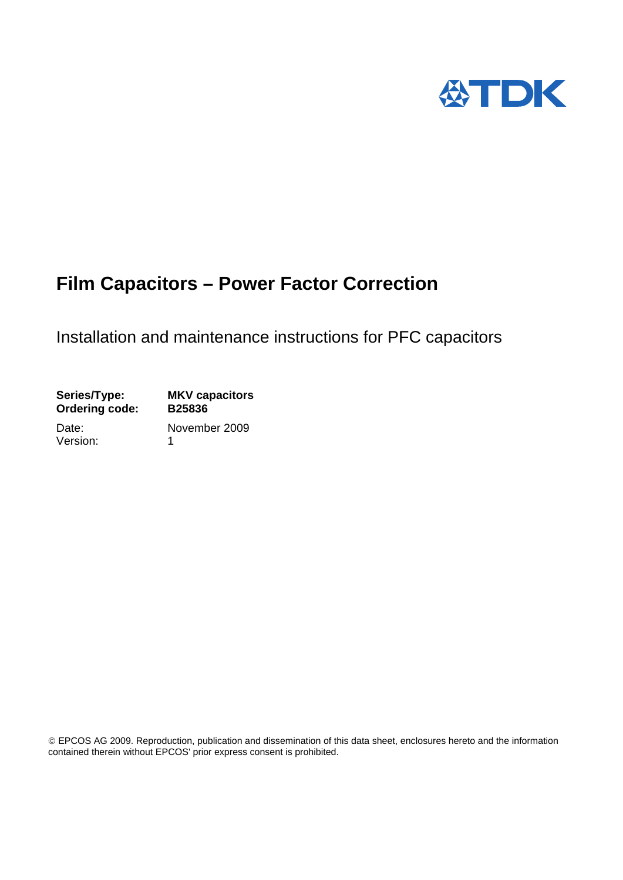# Film Capacitors – Power Factor Correction

Installation and maintenance instructions for PFC capacitors

| | |
|---|---|
| **Series/Type:** | **MKV capacitors** |
| **Ordering code:** | **B25836** |
| Date: | November 2009 |
| Version: | 1 |

© EPCOS AG 2009. Reproduction, publication and dissemination of this data sheet, enclosures hereto and the information contained therein without EPCOS' prior express consent is prohibited.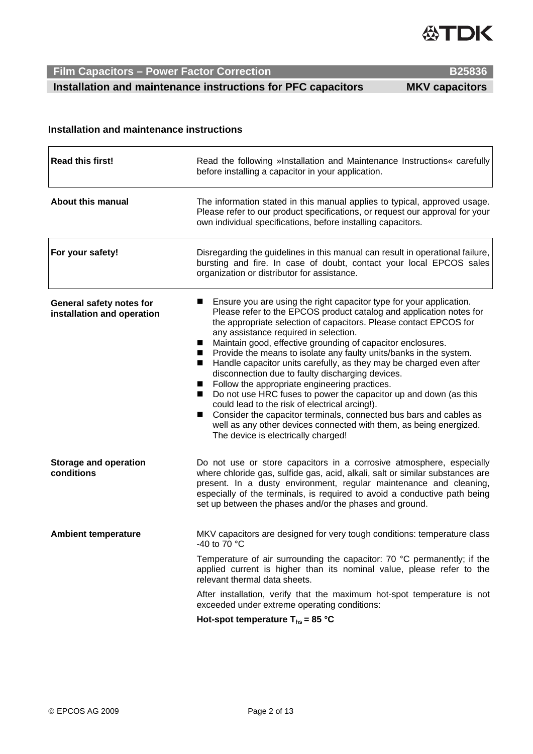## Installation and maintenance instructions

| | |
|---|---|
| **Read this first!** | Read the following »Installation and Maintenance Instructions« carefully before installing a capacitor in your application. |
| **About this manual** | The information stated in this manual applies to typical, approved usage. Please refer to our product specifications, or request our approval for your own individual specifications, before installing capacitors. |
| **For your safety!** | Disregarding the guidelines in this manual can result in operational failure, bursting and fire. In case of doubt, contact your local EPCOS sales organization or distributor for assistance. |

**General safety notes for installation and operation**

- Ensure you are using the right capacitor type for your application. Please refer to the EPCOS product catalog and application notes for the appropriate selection of capacitors. Please contact EPCOS for any assistance required in selection.
- Maintain good, effective grounding of capacitor enclosures.
- Provide the means to isolate any faulty units/banks in the system.
- Handle capacitor units carefully, as they may be charged even after disconnection due to faulty discharging devices.
- Follow the appropriate engineering practices.
- Do not use HRC fuses to power the capacitor up and down (as this could lead to the risk of electrical arcing!).
- Consider the capacitor terminals, connected bus bars and cables as well as any other devices connected with them, as being energized. The device is electrically charged!

**Storage and operation conditions**

Do not use or store capacitors in a corrosive atmosphere, especially where chloride gas, sulfide gas, acid, alkali, salt or similar substances are present. In a dusty environment, regular maintenance and cleaning, especially of the terminals, is required to avoid a conductive path being set up between the phases and/or the phases and ground.

**Ambient temperature**

MKV capacitors are designed for very tough conditions: temperature class -40 to 70 °C

Temperature of air surrounding the capacitor: 70 °C permanently; if the applied current is higher than its nominal value, please refer to the relevant thermal data sheets.

After installation, verify that the maximum hot-spot temperature is not exceeded under extreme operating conditions:

**Hot-spot temperature $T_{hs}$ = 85 °C**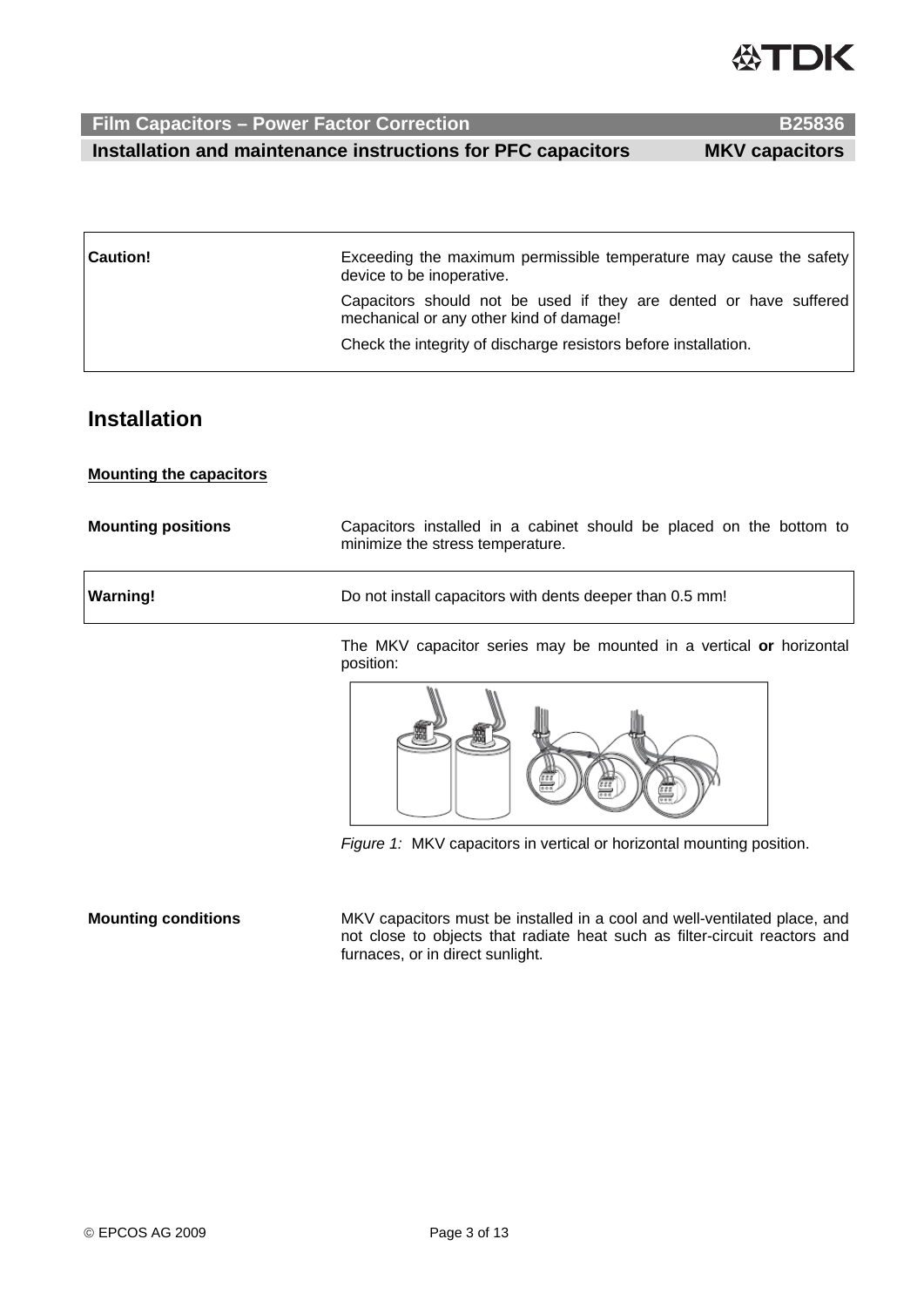| | |
|---|---|
| **Caution!** | Exceeding the maximum permissible temperature may cause the safety device to be inoperative.<br>Capacitors should not be used if they are dented or have suffered mechanical or any other kind of damage!<br>Check the integrity of discharge resistors before installation. |

## Installation

### Mounting the capacitors

**Mounting positions**

Capacitors installed in a cabinet should be placed on the bottom to minimize the stress temperature.

| | |
|---|---|
| **Warning!** | Do not install capacitors with dents deeper than 0.5 mm! |

The MKV capacitor series may be mounted in a vertical **or** horizontal position:

*Figure 1:* MKV capacitors in vertical or horizontal mounting position.

**Mounting conditions**

MKV capacitors must be installed in a cool and well-ventilated place, and not close to objects that radiate heat such as filter-circuit reactors and furnaces, or in direct sunlight.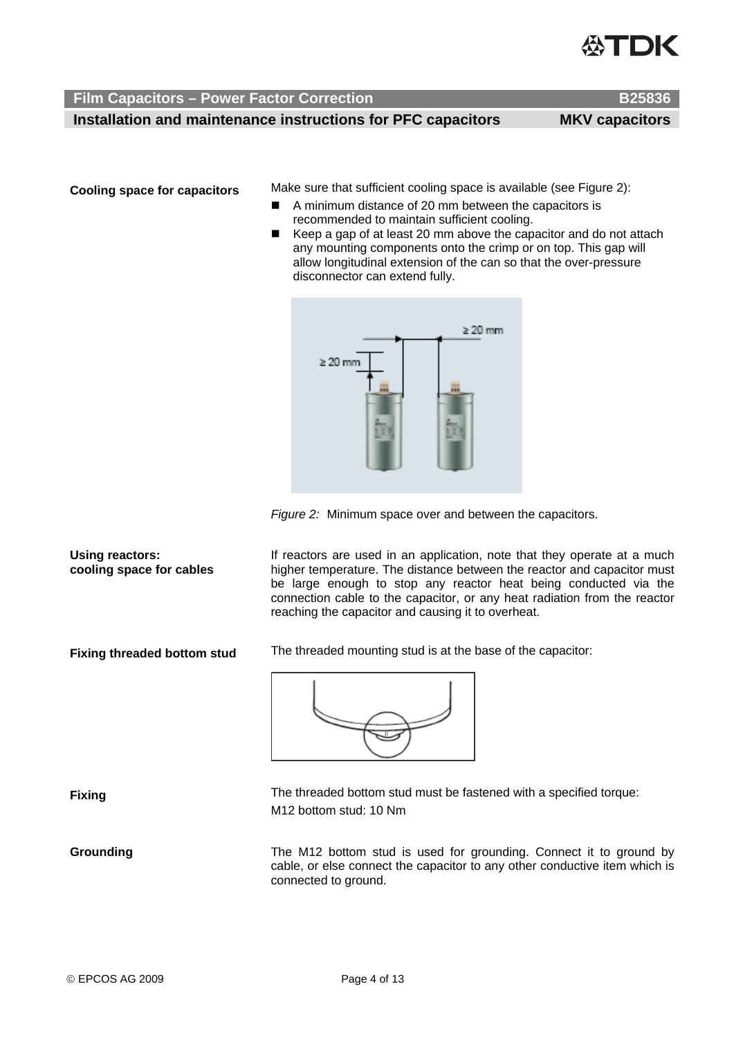**Cooling space for capacitors**

Make sure that sufficient cooling space is available (see Figure 2):

- A minimum distance of 20 mm between the capacitors is recommended to maintain sufficient cooling.
- Keep a gap of at least 20 mm above the capacitor and do not attach any mounting components onto the crimp or on top. This gap will allow longitudinal extension of the can so that the over-pressure disconnector can extend fully.

*Figure 2:* Minimum space over and between the capacitors.

**Using reactors: cooling space for cables**

If reactors are used in an application, note that they operate at a much higher temperature. The distance between the reactor and capacitor must be large enough to stop any reactor heat being conducted via the connection cable to the capacitor, or any heat radiation from the reactor reaching the capacitor and causing it to overheat.

**Fixing threaded bottom stud**

The threaded mounting stud is at the base of the capacitor:

**Fixing**

The threaded bottom stud must be fastened with a specified torque:

M12 bottom stud: 10 Nm

**Grounding**

The M12 bottom stud is used for grounding. Connect it to ground by cable, or else connect the capacitor to any other conductive item which is connected to ground.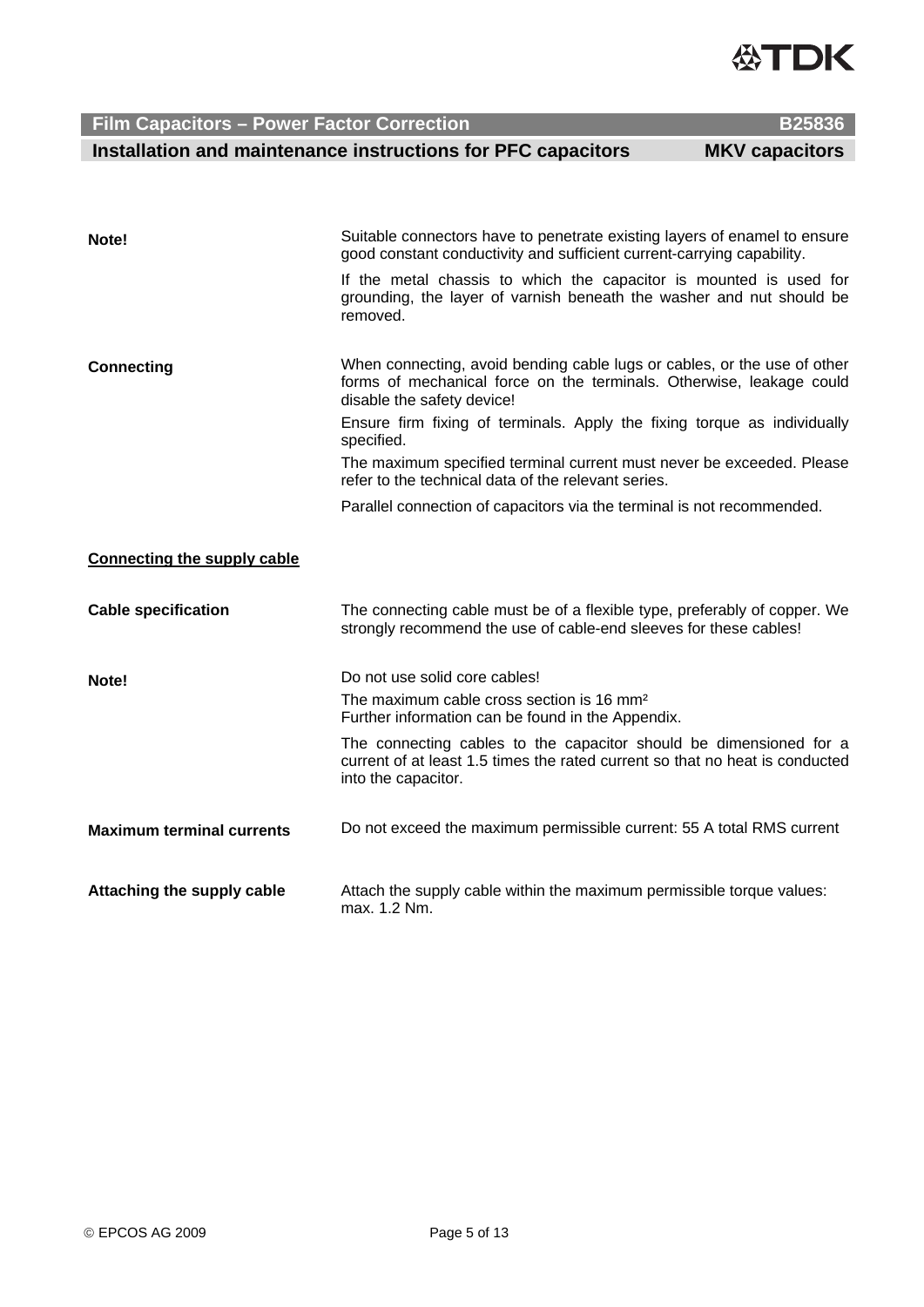**Note!**

Suitable connectors have to penetrate existing layers of enamel to ensure good constant conductivity and sufficient current-carrying capability.

If the metal chassis to which the capacitor is mounted is used for grounding, the layer of varnish beneath the washer and nut should be removed.

**Connecting**

When connecting, avoid bending cable lugs or cables, or the use of other forms of mechanical force on the terminals. Otherwise, leakage could disable the safety device!

Ensure firm fixing of terminals. Apply the fixing torque as individually specified.

The maximum specified terminal current must never be exceeded. Please refer to the technical data of the relevant series.

Parallel connection of capacitors via the terminal is not recommended.

**Connecting the supply cable**

**Cable specification**

The connecting cable must be of a flexible type, preferably of copper. We strongly recommend the use of cable-end sleeves for these cables!

**Note!**

Do not use solid core cables!

The maximum cable cross section is 16 mm²
Further information can be found in the Appendix.

The connecting cables to the capacitor should be dimensioned for a current of at least 1.5 times the rated current so that no heat is conducted into the capacitor.

**Maximum terminal currents**

Do not exceed the maximum permissible current: 55 A total RMS current

**Attaching the supply cable**

Attach the supply cable within the maximum permissible torque values: max. 1.2 Nm.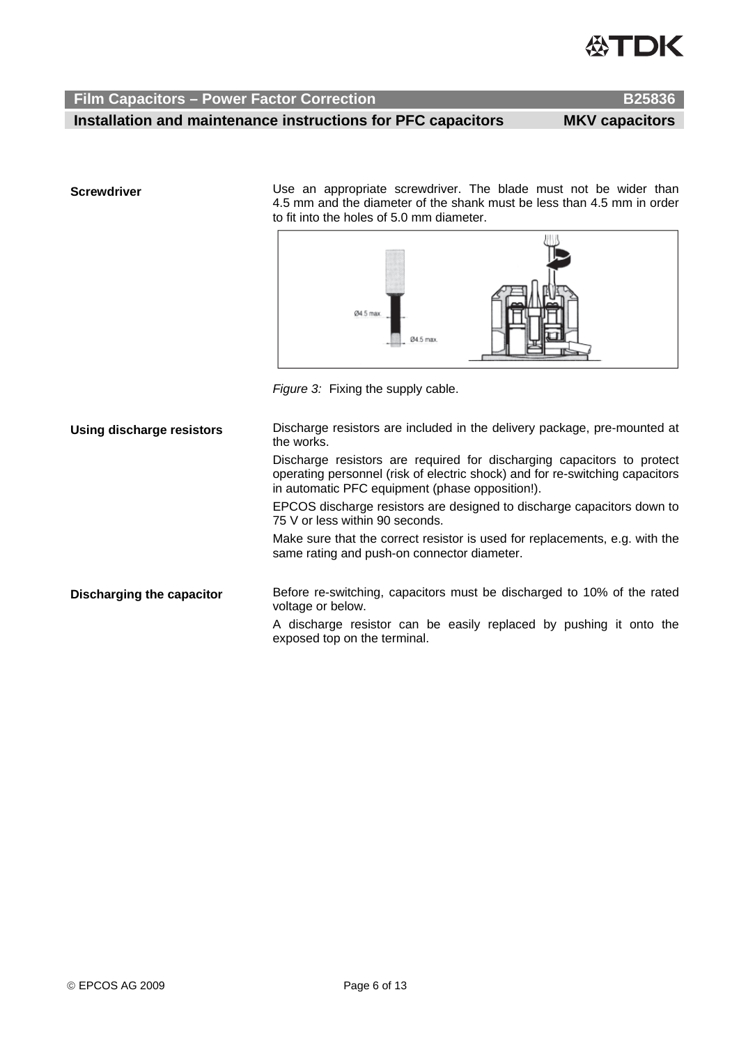**Screwdriver**

Use an appropriate screwdriver. The blade must not be wider than 4.5 mm and the diameter of the shank must be less than 4.5 mm in order to fit into the holes of 5.0 mm diameter.

*Figure 3:* Fixing the supply cable.

**Using discharge resistors**

Discharge resistors are included in the delivery package, pre-mounted at the works.

Discharge resistors are required for discharging capacitors to protect operating personnel (risk of electric shock) and for re-switching capacitors in automatic PFC equipment (phase opposition!).

EPCOS discharge resistors are designed to discharge capacitors down to 75 V or less within 90 seconds.

Make sure that the correct resistor is used for replacements, e.g. with the same rating and push-on connector diameter.

**Discharging the capacitor**

Before re-switching, capacitors must be discharged to 10% of the rated voltage or below.

A discharge resistor can be easily replaced by pushing it onto the exposed top on the terminal.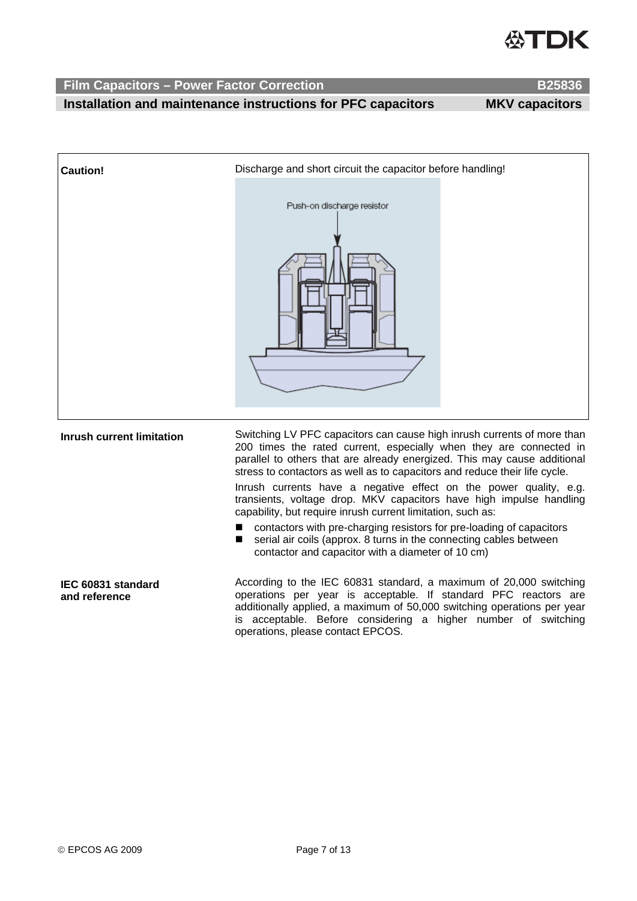**Caution!**

Discharge and short circuit the capacitor before handling!

Push-on discharge resistor

**Inrush current limitation**

Switching LV PFC capacitors can cause high inrush currents of more than 200 times the rated current, especially when they are connected in parallel to others that are already energized. This may cause additional stress to contactors as well as to capacitors and reduce their life cycle.

Inrush currents have a negative effect on the power quality, e.g. transients, voltage drop. MKV capacitors have high impulse handling capability, but require inrush current limitation, such as:

- contactors with pre-charging resistors for pre-loading of capacitors
- serial air coils (approx. 8 turns in the connecting cables between contactor and capacitor with a diameter of 10 cm)

**IEC 60831 standard and reference**

According to the IEC 60831 standard, a maximum of 20,000 switching operations per year is acceptable. If standard PFC reactors are additionally applied, a maximum of 50,000 switching operations per year is acceptable. Before considering a higher number of switching operations, please contact EPCOS.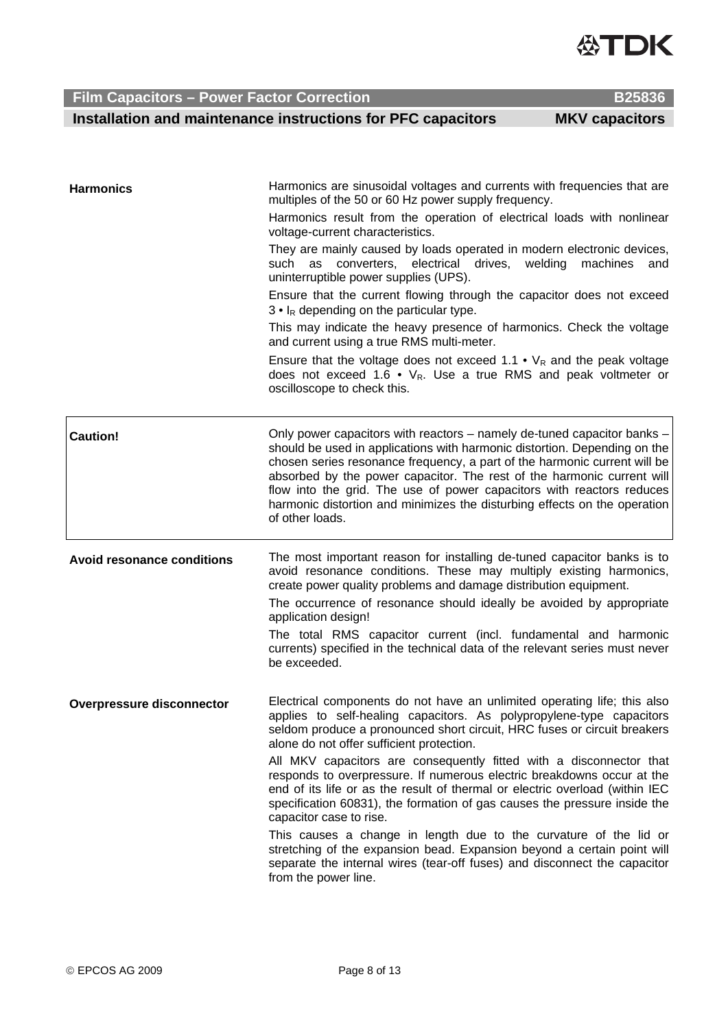## Harmonics

Harmonics are sinusoidal voltages and currents with frequencies that are multiples of the 50 or 60 Hz power supply frequency.

Harmonics result from the operation of electrical loads with nonlinear voltage-current characteristics.

They are mainly caused by loads operated in modern electronic devices, such as converters, electrical drives, welding machines and uninterruptible power supplies (UPS).

Ensure that the current flowing through the capacitor does not exceed $3 \cdot I_R$ depending on the particular type.

This may indicate the heavy presence of harmonics. Check the voltage and current using a true RMS multi-meter.

Ensure that the voltage does not exceed $1.1 \cdot V_R$ and the peak voltage does not exceed $1.6 \cdot V_R$. Use a true RMS and peak voltmeter or oscilloscope to check this.

## Caution!

Only power capacitors with reactors – namely de-tuned capacitor banks – should be used in applications with harmonic distortion. Depending on the chosen series resonance frequency, a part of the harmonic current will be absorbed by the power capacitor. The rest of the harmonic current will flow into the grid. The use of power capacitors with reactors reduces harmonic distortion and minimizes the disturbing effects on the operation of other loads.

## Avoid resonance conditions

The most important reason for installing de-tuned capacitor banks is to avoid resonance conditions. These may multiply existing harmonics, create power quality problems and damage distribution equipment.

The occurrence of resonance should ideally be avoided by appropriate application design!

The total RMS capacitor current (incl. fundamental and harmonic currents) specified in the technical data of the relevant series must never be exceeded.

## Overpressure disconnector

Electrical components do not have an unlimited operating life; this also applies to self-healing capacitors. As polypropylene-type capacitors seldom produce a pronounced short circuit, HRC fuses or circuit breakers alone do not offer sufficient protection.

All MKV capacitors are consequently fitted with a disconnector that responds to overpressure. If numerous electric breakdowns occur at the end of its life or as the result of thermal or electric overload (within IEC specification 60831), the formation of gas causes the pressure inside the capacitor case to rise.

This causes a change in length due to the curvature of the lid or stretching of the expansion bead. Expansion beyond a certain point will separate the internal wires (tear-off fuses) and disconnect the capacitor from the power line.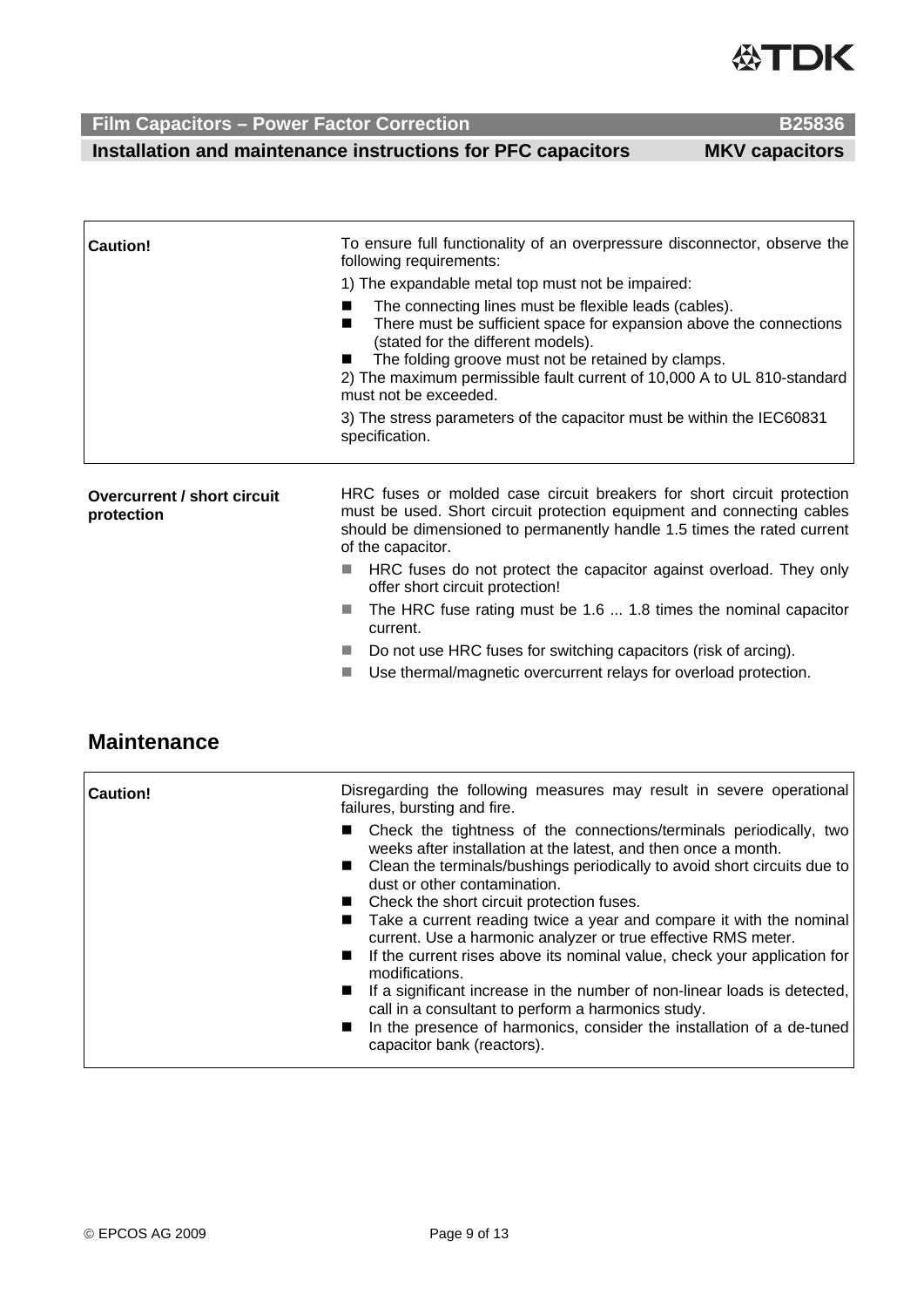| | |
|---|---|
| **Caution!** | To ensure full functionality of an overpressure disconnector, observe the following requirements:<br>1) The expandable metal top must not be impaired:<br>■ The connecting lines must be flexible leads (cables).<br>■ There must be sufficient space for expansion above the connections (stated for the different models).<br>■ The folding groove must not be retained by clamps.<br>2) The maximum permissible fault current of 10,000 A to UL 810-standard must not be exceeded.<br>3) The stress parameters of the capacitor must be within the IEC60831 specification. |

**Overcurrent / short circuit protection**

HRC fuses or molded case circuit breakers for short circuit protection must be used. Short circuit protection equipment and connecting cables should be dimensioned to permanently handle 1.5 times the rated current of the capacitor.

- HRC fuses do not protect the capacitor against overload. They only offer short circuit protection!
- The HRC fuse rating must be 1.6 ... 1.8 times the nominal capacitor current.
- Do not use HRC fuses for switching capacitors (risk of arcing).
- Use thermal/magnetic overcurrent relays for overload protection.

## Maintenance

| | |
|---|---|
| **Caution!** | Disregarding the following measures may result in severe operational failures, bursting and fire.<br>■ Check the tightness of the connections/terminals periodically, two weeks after installation at the latest, and then once a month.<br>■ Clean the terminals/bushings periodically to avoid short circuits due to dust or other contamination.<br>■ Check the short circuit protection fuses.<br>■ Take a current reading twice a year and compare it with the nominal current. Use a harmonic analyzer or true effective RMS meter.<br>■ If the current rises above its nominal value, check your application for modifications.<br>■ If a significant increase in the number of non-linear loads is detected, call in a consultant to perform a harmonics study.<br>■ In the presence of harmonics, consider the installation of a de-tuned capacitor bank (reactors). |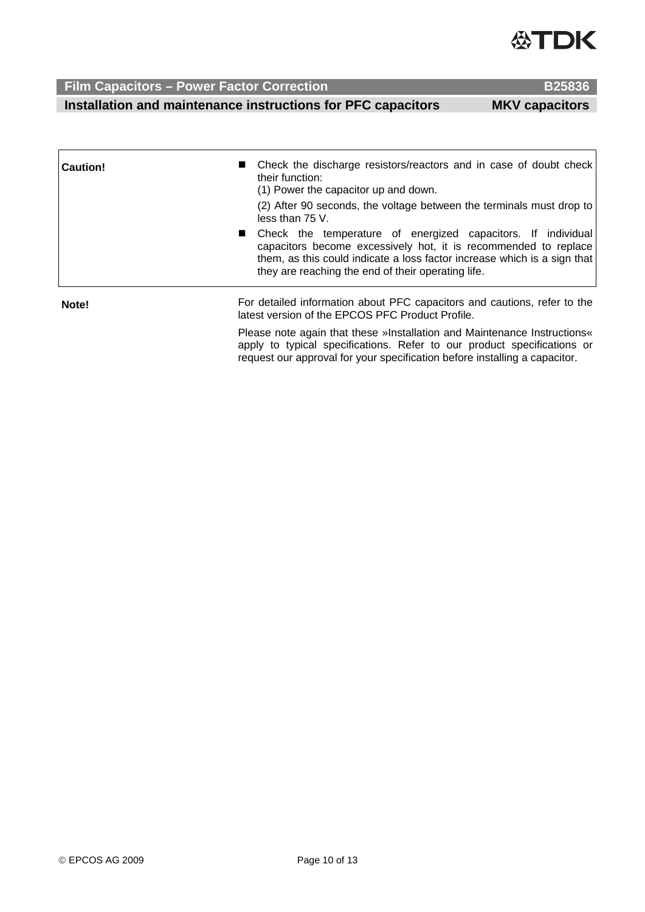**Caution!**

- Check the discharge resistors/reactors and in case of doubt check their function:
  (1) Power the capacitor up and down.
  (2) After 90 seconds, the voltage between the terminals must drop to less than 75 V.
- Check the temperature of energized capacitors. If individual capacitors become excessively hot, it is recommended to replace them, as this could indicate a loss factor increase which is a sign that they are reaching the end of their operating life.

**Note!**

For detailed information about PFC capacitors and cautions, refer to the latest version of the EPCOS PFC Product Profile.

Please note again that these »Installation and Maintenance Instructions« apply to typical specifications. Refer to our product specifications or request our approval for your specification before installing a capacitor.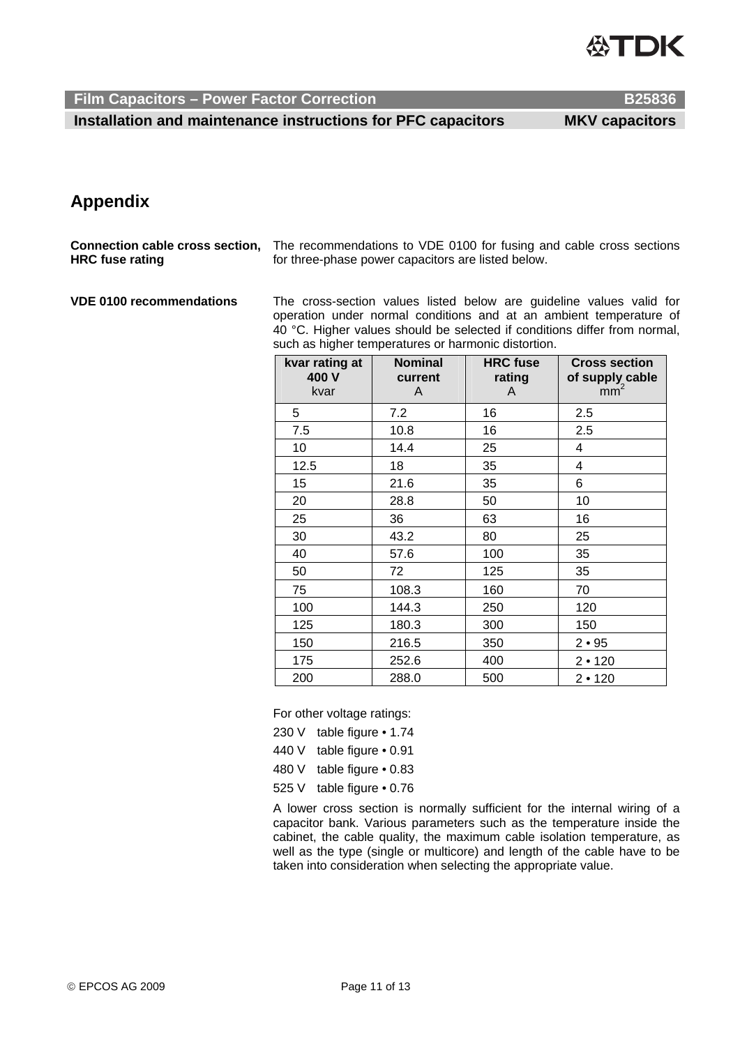## Appendix

**Connection cable cross section, HRC fuse rating**

The recommendations to VDE 0100 for fusing and cable cross sections for three-phase power capacitors are listed below.

**VDE 0100 recommendations**

The cross-section values listed below are guideline values valid for operation under normal conditions and at an ambient temperature of 40 °C. Higher values should be selected if conditions differ from normal, such as higher temperatures or harmonic distortion.

| **kvar rating at 400 V** kvar | **Nominal current** A | **HRC fuse rating** A | **Cross section of supply cable** $mm^2$ |
|---|---|---|---|
| 5 | 7.2 | 16 | 2.5 |
| 7.5 | 10.8 | 16 | 2.5 |
| 10 | 14.4 | 25 | 4 |
| 12.5 | 18 | 35 | 4 |
| 15 | 21.6 | 35 | 6 |
| 20 | 28.8 | 50 | 10 |
| 25 | 36 | 63 | 16 |
| 30 | 43.2 | 80 | 25 |
| 40 | 57.6 | 100 | 35 |
| 50 | 72 | 125 | 35 |
| 75 | 108.3 | 160 | 70 |
| 100 | 144.3 | 250 | 120 |
| 125 | 180.3 | 300 | 150 |
| 150 | 216.5 | 350 | 2 • 95 |
| 175 | 252.6 | 400 | 2 • 120 |
| 200 | 288.0 | 500 | 2 • 120 |

For other voltage ratings:

230 V table figure • 1.74

440 V table figure • 0.91

480 V table figure • 0.83

525 V table figure • 0.76

A lower cross section is normally sufficient for the internal wiring of a capacitor bank. Various parameters such as the temperature inside the cabinet, the cable quality, the maximum cable isolation temperature, as well as the type (single or multicore) and length of the cable have to be taken into consideration when selecting the appropriate value.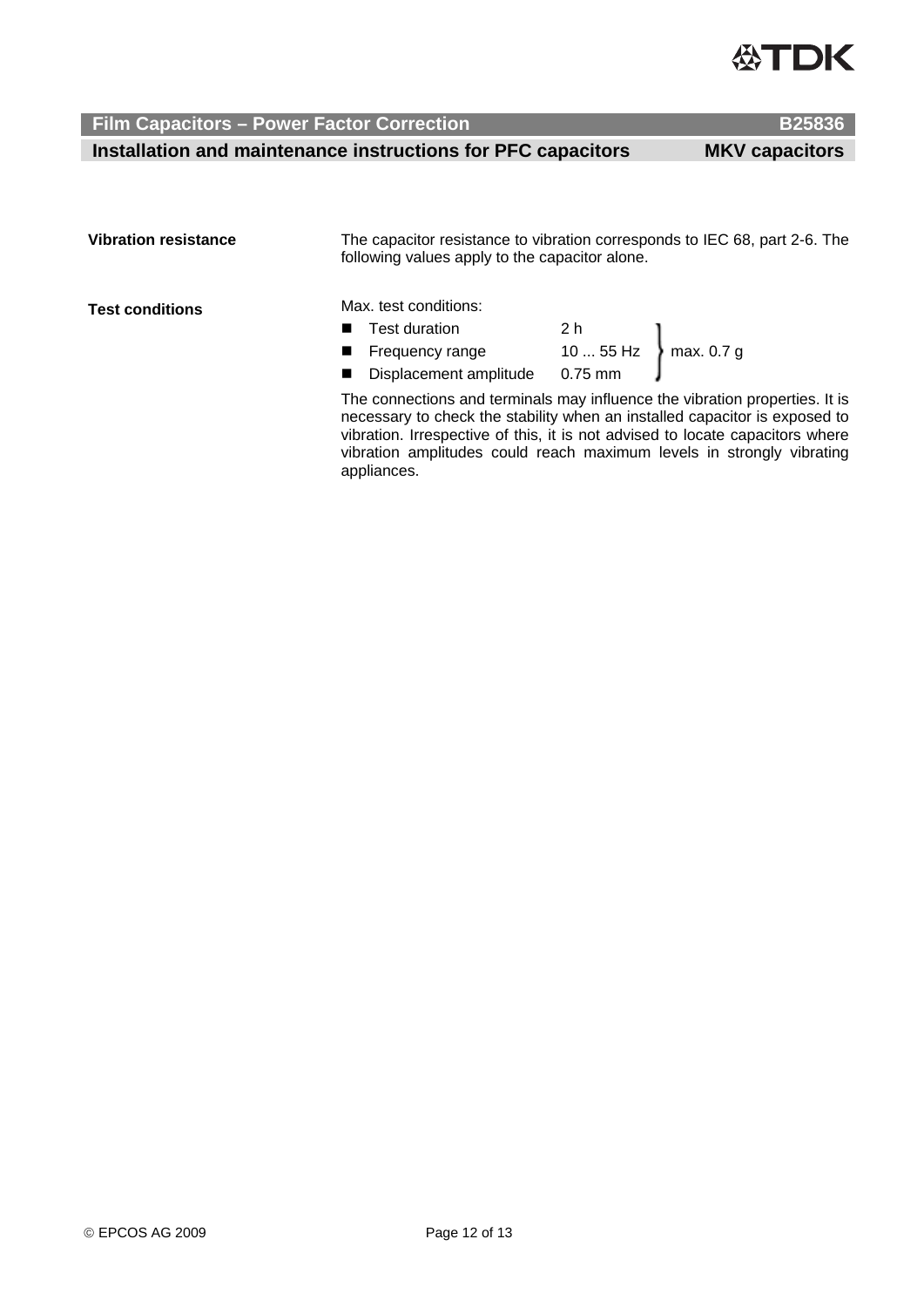**Vibration resistance**

The capacitor resistance to vibration corresponds to IEC 68, part 2-6. The following values apply to the capacitor alone.

**Test conditions**

Max. test conditions:

| | | |
|---|---|---|
| ■ Test duration | 2 h | max. 0.7 g |
| ■ Frequency range | 10 ... 55 Hz | |
| ■ Displacement amplitude | 0.75 mm | |

The connections and terminals may influence the vibration properties. It is necessary to check the stability when an installed capacitor is exposed to vibration. Irrespective of this, it is not advised to locate capacitors where vibration amplitudes could reach maximum levels in strongly vibrating appliances.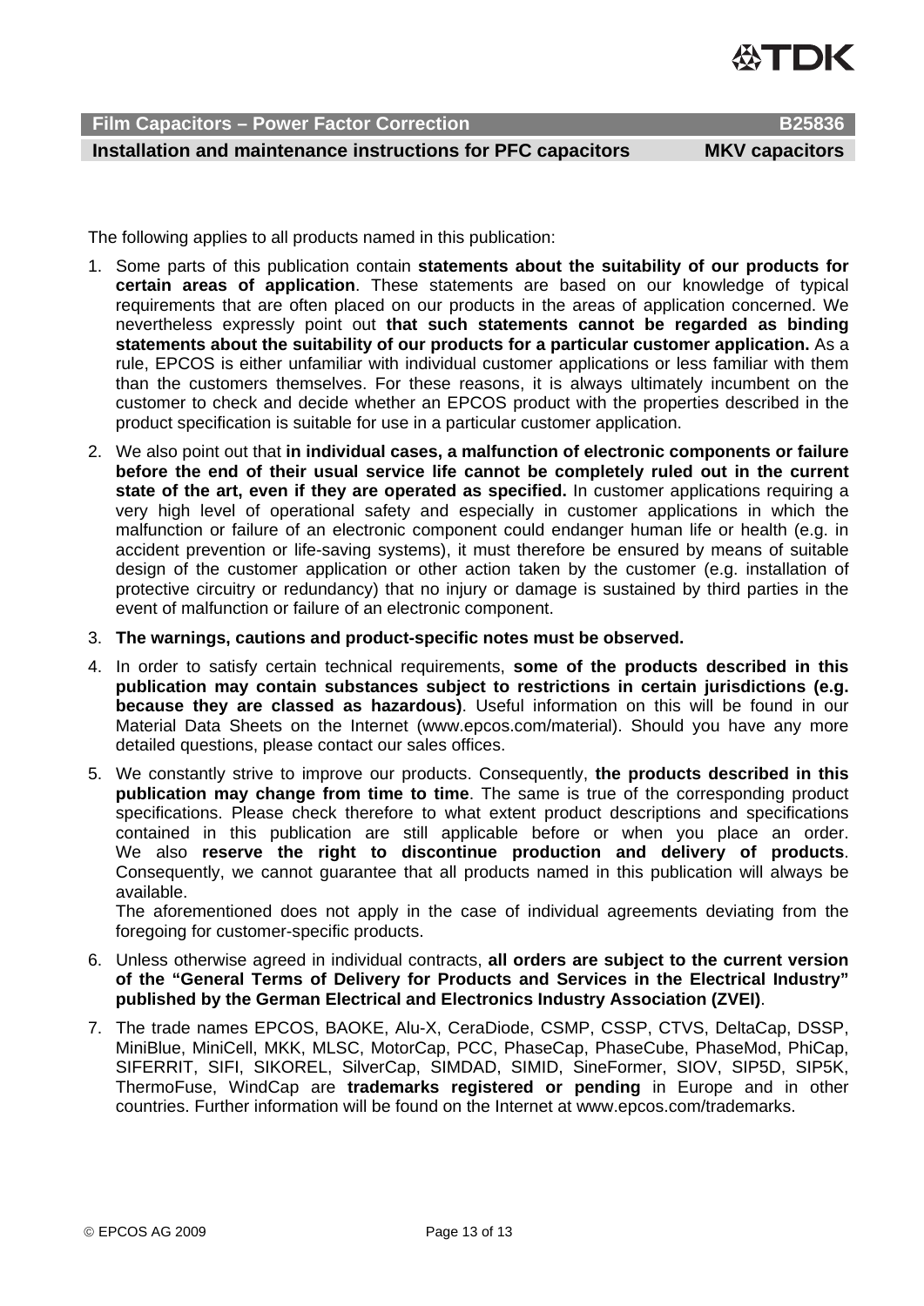The following applies to all products named in this publication:

1. Some parts of this publication contain **statements about the suitability of our products for certain areas of application**. These statements are based on our knowledge of typical requirements that are often placed on our products in the areas of application concerned. We nevertheless expressly point out **that such statements cannot be regarded as binding statements about the suitability of our products for a particular customer application.** As a rule, EPCOS is either unfamiliar with individual customer applications or less familiar with them than the customers themselves. For these reasons, it is always ultimately incumbent on the customer to check and decide whether an EPCOS product with the properties described in the product specification is suitable for use in a particular customer application.
2. We also point out that **in individual cases, a malfunction of electronic components or failure before the end of their usual service life cannot be completely ruled out in the current state of the art, even if they are operated as specified.** In customer applications requiring a very high level of operational safety and especially in customer applications in which the malfunction or failure of an electronic component could endanger human life or health (e.g. in accident prevention or life-saving systems), it must therefore be ensured by means of suitable design of the customer application or other action taken by the customer (e.g. installation of protective circuitry or redundancy) that no injury or damage is sustained by third parties in the event of malfunction or failure of an electronic component.
3. **The warnings, cautions and product-specific notes must be observed.**
4. In order to satisfy certain technical requirements, **some of the products described in this publication may contain substances subject to restrictions in certain jurisdictions (e.g. because they are classed as hazardous)**. Useful information on this will be found in our Material Data Sheets on the Internet (www.epcos.com/material). Should you have any more detailed questions, please contact our sales offices.
5. We constantly strive to improve our products. Consequently, **the products described in this publication may change from time to time**. The same is true of the corresponding product specifications. Please check therefore to what extent product descriptions and specifications contained in this publication are still applicable before or when you place an order. We also **reserve the right to discontinue production and delivery of products**. Consequently, we cannot guarantee that all products named in this publication will always be available.
   The aforementioned does not apply in the case of individual agreements deviating from the foregoing for customer-specific products.
6. Unless otherwise agreed in individual contracts, **all orders are subject to the current version of the "General Terms of Delivery for Products and Services in the Electrical Industry" published by the German Electrical and Electronics Industry Association (ZVEI)**.
7. The trade names EPCOS, BAOKE, Alu-X, CeraDiode, CSMP, CSSP, CTVS, DeltaCap, DSSP, MiniBlue, MiniCell, MKK, MLSC, MotorCap, PCC, PhaseCap, PhaseCube, PhaseMod, PhiCap, SIFERRIT, SIFI, SIKOREL, SilverCap, SIMDAD, SIMID, SineFormer, SIOV, SIP5D, SIP5K, ThermoFuse, WindCap are **trademarks registered or pending** in Europe and in other countries. Further information will be found on the Internet at www.epcos.com/trademarks.